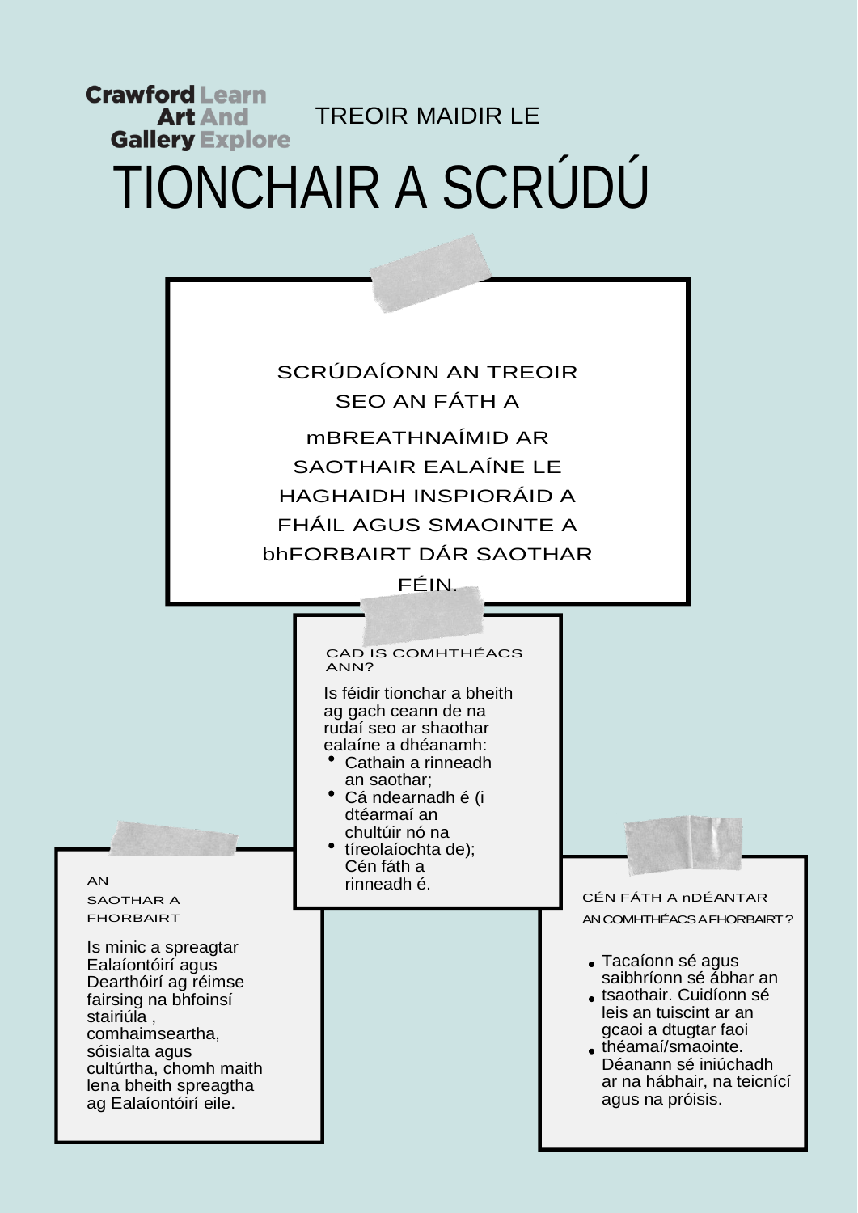Crawford Art Gallery Learn And Explore

TREOIR MAIDIR LE

# TIONCHAIR A SCRÚDÚ

SCRÚDAÍONN AN TREOIR SEO AN FÁTH A mBREATHNAÍMID AR SAOTHAIR EALAÍNE LE HAGHAIDH INSPIORÁID A FHÁIL AGUS SMAOINTE A bhFORBAIRT DÁR SAOTHAR FÉIN.

## CAD IS COMHTHÉACS ANN?

Is féidir tionchar a bheith ag gach ceann de na rudaí seo ar shaothar ealaíne a dhéanamh:

- Cathain a rinneadh an saothar;
- Cá ndearnadh é (i dtéarmaí an chultúir nó na tíreolaíochta de);
- Cén fáth a rinneadh é.

## AN SAOTHAR A FHORBAIRT

Is minic a spreagtar Ealaíontóirí agus Dearthóirí ag réimse fairsing na bhfoinsí stairiúla , comhaimseartha, sóisialta agus cultúrtha, chomh maith lena bheith spreagtha ag Ealaíontóirí eile.

## CÉN FÁTH A nDÉANTAR AN COMHTHÉACS A FHORBAIRT ?

- Tacaíonn sé agus saibhríonn sé ábhar an tsaothair.
- Cuidíonn sé leis an tuiscint ar an gcaoi a dtugtar faoi théamaí/smaointe.
- Déanann sé iniúchadh ar na hábhair, na teicnící agus na próisis.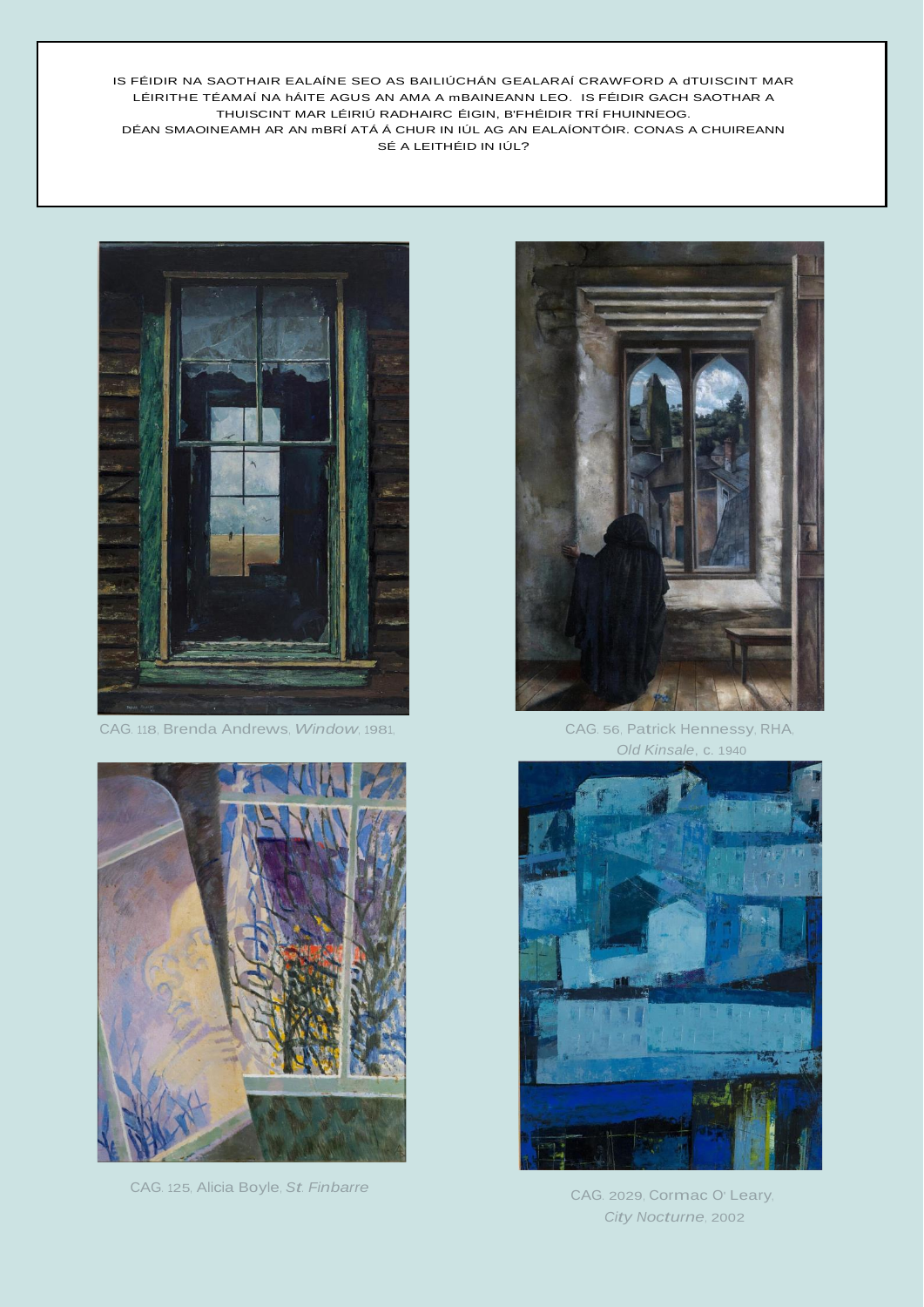IS FÉIDIR NA SAOTHAIR EALAÍNE SEO AS BAILIÚCHÁN GEALARAÍ CRAWFORD A dTUISCINT MAR LÉIRITHE TÉAMAÍ NA hÁITE AGUS AN AMA A mBAINEANN LEO. IS FÉIDIR GACH SAOTHAR A THUISCINT MAR LÉIRIÚ RADHAIRC ÉIGIN, B'FHÉIDIR TRÍ FHUINNEOG.
DÉAN SMAOINEAMH AR AN mBRÍ ATÁ Á CHUR IN IÚL AG AN EALAÍONTÓIR. CONAS A CHUIREANN SÉ A LEITHÉID IN IÚL?

CAG. 118, Brenda Andrews, *Window*, 1981,

CAG. 56, Patrick Hennessy, RHA, *Old Kinsale*, c. 1940

CAG. 125, Alicia Boyle, *St. Finbarre*

CAG. 2029, Cormac O' Leary, *City Nocturne*, 2002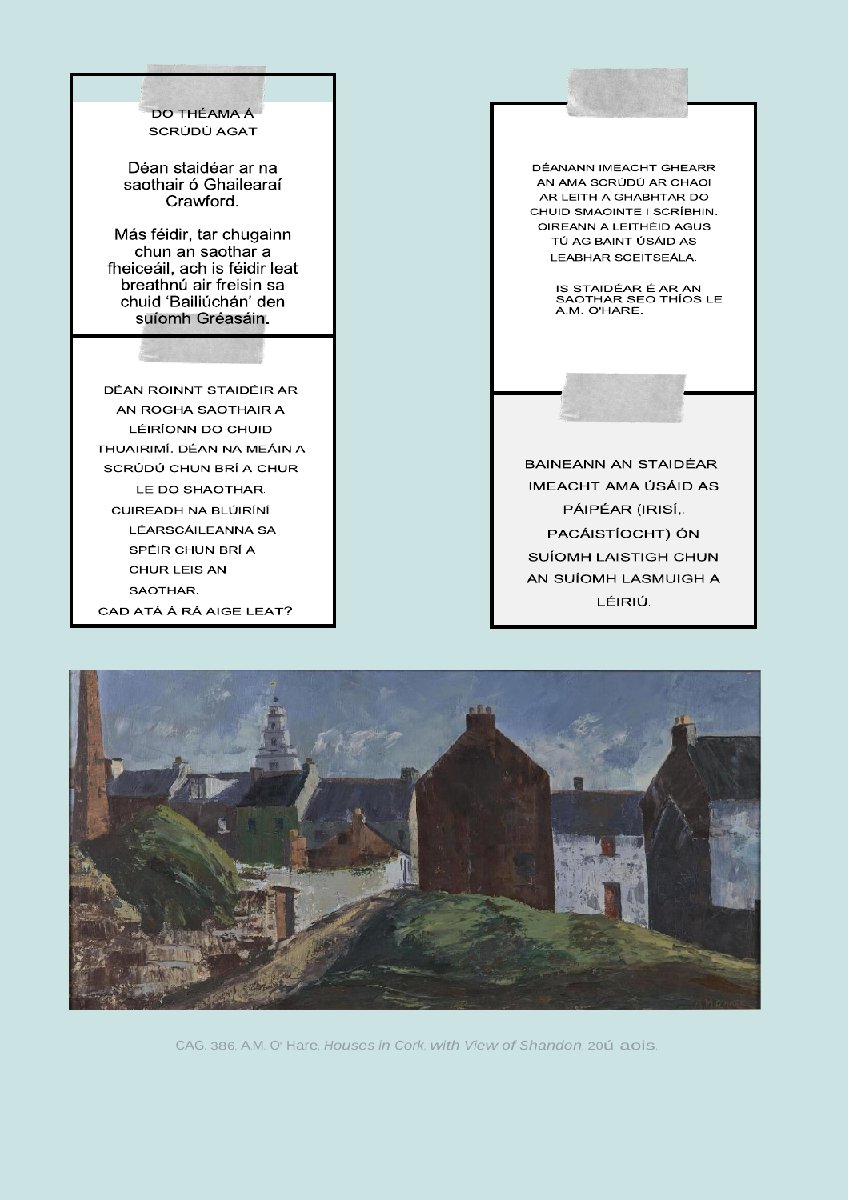DO THÉAMA Á SCRÚDÚ AGAT

Déan staidéar ar na saothair ó Ghailearaí Crawford.

Más féidir, tar chugainn chun an saothar a fheiceáil, ach is féidir leat breathnú air freisin sa chuid 'Bailiúchán' den suíomh Gréasáin.

DÉAN ROINNT STAIDÉIR AR AN ROGHA SAOTHAIR A LÉIRÍONN DO CHUID THUAIRIMÍ. DÉAN NA MEÁIN A SCRÚDÚ CHUN BRÍ A CHUR LE DO SHAOTHAR.

CUIREADH NA BLÚIRÍNÍ LÉARSCÁILEANNA SA SPÉIR CHUN BRÍ A CHUR LEIS AN SAOTHAR.

CAD ATÁ Á RÁ AIGE LEAT?

DÉANANN IMEACHT GHEARR AN AMA SCRÚDÚ AR CHAOI AR LEITH A GHABHTAR DO CHUID SMAOINTE I SCRÍBHIN. OIREANN A LEITHÉID AGUS TÚ AG BAINT ÚSÁID AS LEABHAR SCEITSEÁLA.

IS STAIDÉAR É AR AN SAOTHAR SEO THÍOS LE A.M. O'HARE.

BAINEANN AN STAIDÉAR IMEACHT AMA ÚSÁID AS PÁIPÉAR (IRISÍ,, PACÁISTÍOCHT) ÓN SUÍOMH LAISTIGH CHUN AN SUÍOMH LASMUIGH A LÉIRIÚ.

CAG. 386, A.M. O' Hare, *Houses in Cork, with View of Shandon*, 20ú aois.